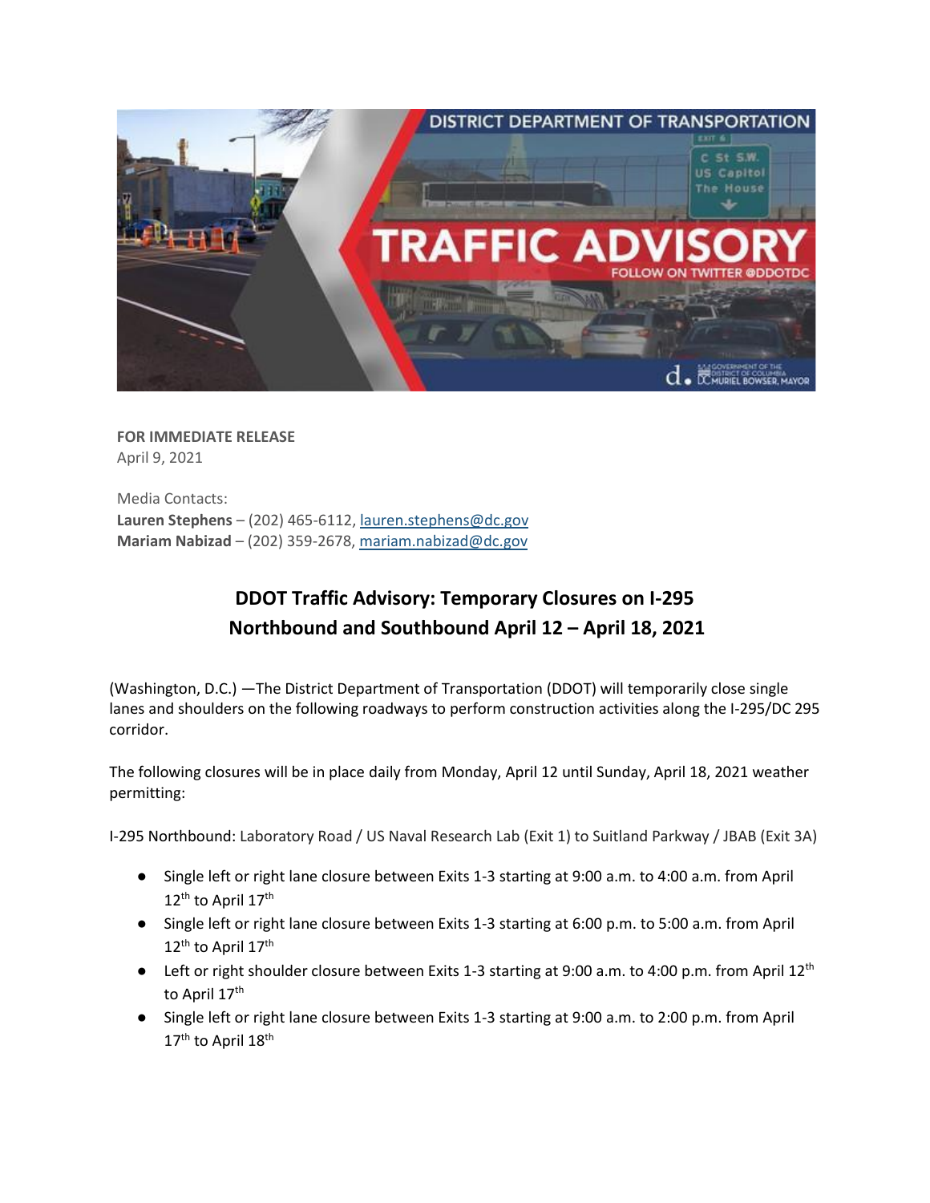**FOR IMMEDIATE RELEASE**
April 9, 2021

Media Contacts:
**Lauren Stephens** – (202) 465-6112, lauren.stephens@dc.gov
**Mariam Nabizad** – (202) 359-2678, mariam.nabizad@dc.gov

## DDOT Traffic Advisory: Temporary Closures on I-295 Northbound and Southbound April 12 – April 18, 2021

(Washington, D.C.) —The District Department of Transportation (DDOT) will temporarily close single lanes and shoulders on the following roadways to perform construction activities along the I-295/DC 295 corridor.

The following closures will be in place daily from Monday, April 12 until Sunday, April 18, 2021 weather permitting:

I-295 Northbound: Laboratory Road / US Naval Research Lab (Exit 1) to Suitland Parkway / JBAB (Exit 3A)

- Single left or right lane closure between Exits 1-3 starting at 9:00 a.m. to 4:00 a.m. from April 12th to April 17th
- Single left or right lane closure between Exits 1-3 starting at 6:00 p.m. to 5:00 a.m. from April 12th to April 17th
- Left or right shoulder closure between Exits 1-3 starting at 9:00 a.m. to 4:00 p.m. from April 12th to April 17th
- Single left or right lane closure between Exits 1-3 starting at 9:00 a.m. to 2:00 p.m. from April 17th to April 18th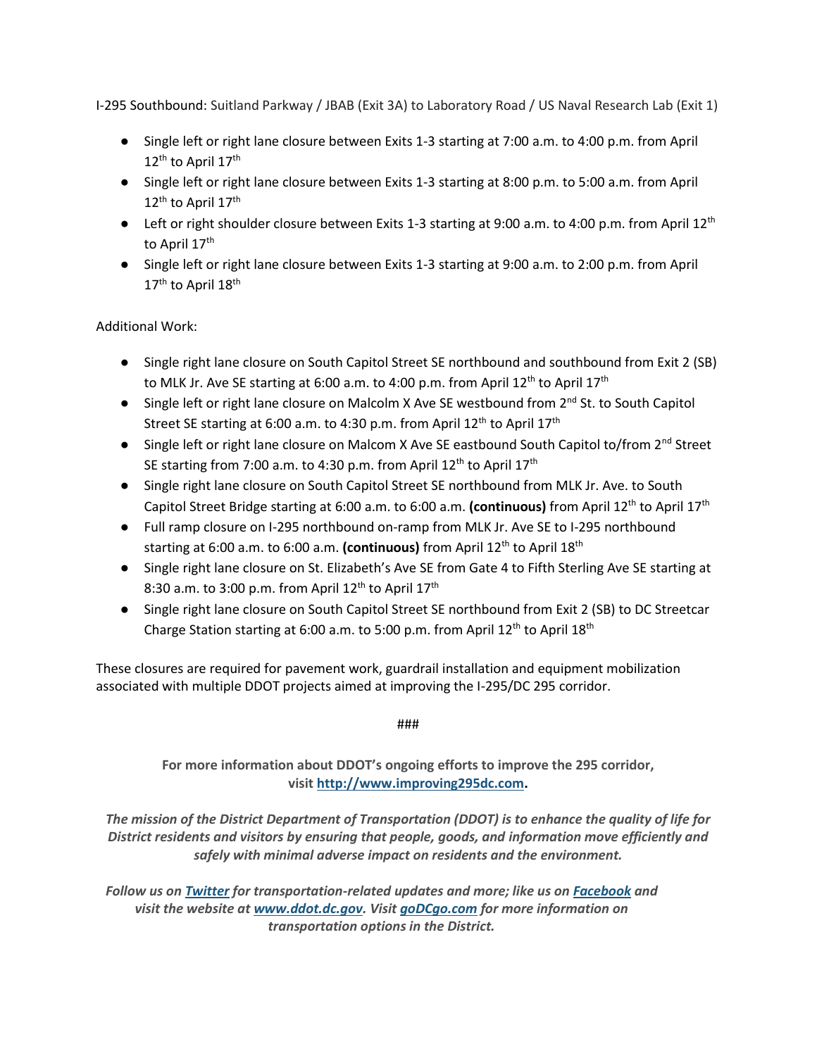I-295 Southbound: Suitland Parkway / JBAB (Exit 3A) to Laboratory Road / US Naval Research Lab (Exit 1)

- Single left or right lane closure between Exits 1-3 starting at 7:00 a.m. to 4:00 p.m. from April 12th to April 17th
- Single left or right lane closure between Exits 1-3 starting at 8:00 p.m. to 5:00 a.m. from April 12th to April 17th
- Left or right shoulder closure between Exits 1-3 starting at 9:00 a.m. to 4:00 p.m. from April 12th to April 17th
- Single left or right lane closure between Exits 1-3 starting at 9:00 a.m. to 2:00 p.m. from April 17th to April 18th

Additional Work:

- Single right lane closure on South Capitol Street SE northbound and southbound from Exit 2 (SB) to MLK Jr. Ave SE starting at 6:00 a.m. to 4:00 p.m. from April 12th to April 17th
- Single left or right lane closure on Malcolm X Ave SE westbound from 2nd St. to South Capitol Street SE starting at 6:00 a.m. to 4:30 p.m. from April 12th to April 17th
- Single left or right lane closure on Malcom X Ave SE eastbound South Capitol to/from 2nd Street SE starting from 7:00 a.m. to 4:30 p.m. from April 12th to April 17th
- Single right lane closure on South Capitol Street SE northbound from MLK Jr. Ave. to South Capitol Street Bridge starting at 6:00 a.m. to 6:00 a.m. **(continuous)** from April 12th to April 17th
- Full ramp closure on I-295 northbound on-ramp from MLK Jr. Ave SE to I-295 northbound starting at 6:00 a.m. to 6:00 a.m. **(continuous)** from April 12th to April 18th
- Single right lane closure on St. Elizabeth's Ave SE from Gate 4 to Fifth Sterling Ave SE starting at 8:30 a.m. to 3:00 p.m. from April 12th to April 17th
- Single right lane closure on South Capitol Street SE northbound from Exit 2 (SB) to DC Streetcar Charge Station starting at 6:00 a.m. to 5:00 p.m. from April 12th to April 18th

These closures are required for pavement work, guardrail installation and equipment mobilization associated with multiple DDOT projects aimed at improving the I-295/DC 295 corridor.

###

**For more information about DDOT's ongoing efforts to improve the 295 corridor, visit [http://www.improving295dc.com](http://www.improving295dc.com).**

***The mission of the District Department of Transportation (DDOT) is to enhance the quality of life for District residents and visitors by ensuring that people, goods, and information move efficiently and safely with minimal adverse impact on residents and the environment.***

***Follow us on Twitter for transportation-related updates and more; like us on Facebook and visit the website at www.ddot.dc.gov. Visit goDCgo.com for more information on transportation options in the District.***